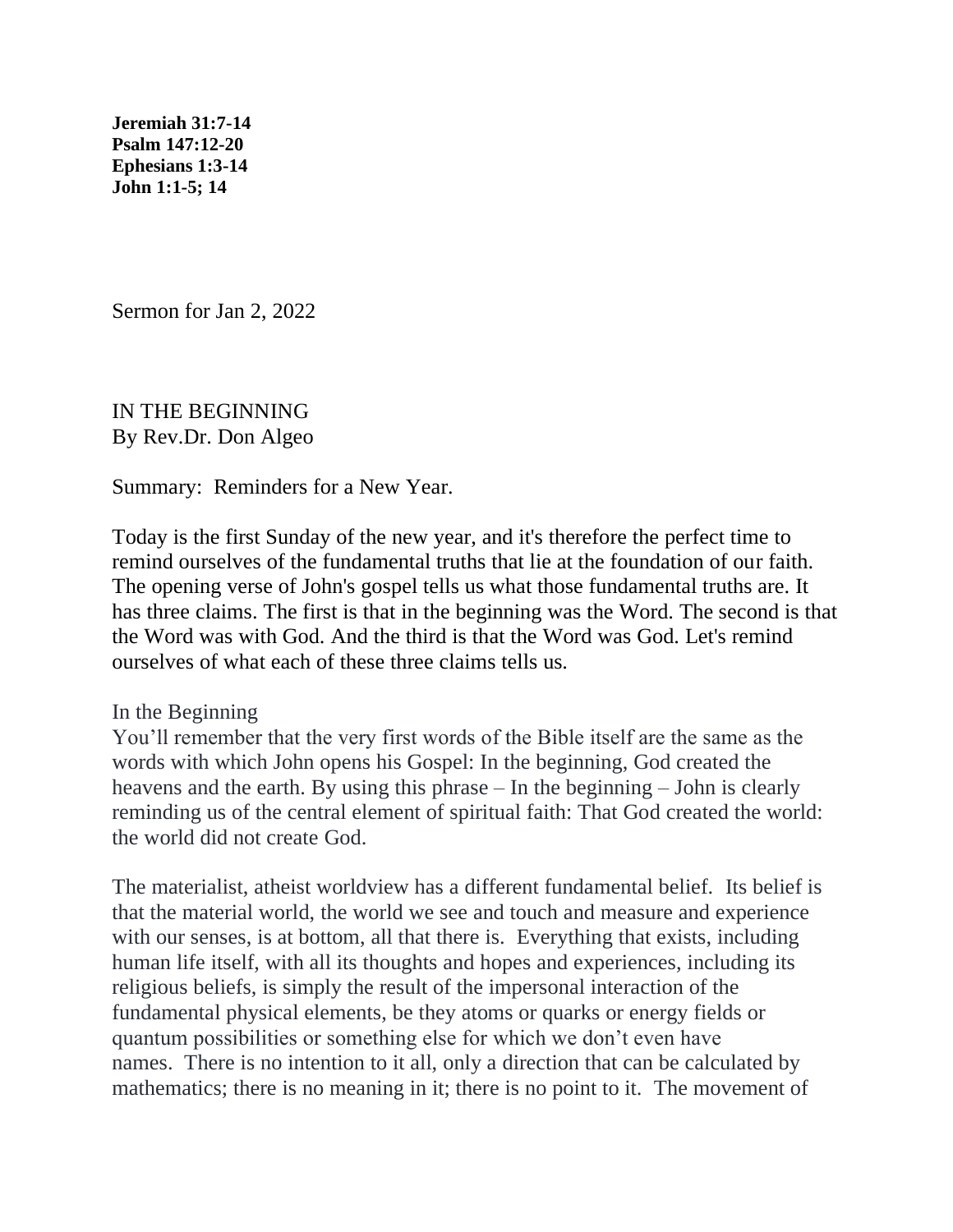**Jeremiah 31:7-14**
**Psalm 147:12-20**
**Ephesians 1:3-14**
**John 1:1-5; 14**

Sermon for Jan 2, 2022

IN THE BEGINNING
By Rev.Dr. Don Algeo

Summary: Reminders for a New Year.

Today is the first Sunday of the new year, and it's therefore the perfect time to remind ourselves of the fundamental truths that lie at the foundation of our faith. The opening verse of John's gospel tells us what those fundamental truths are. It has three claims. The first is that in the beginning was the Word. The second is that the Word was with God. And the third is that the Word was God. Let's remind ourselves of what each of these three claims tells us.

In the Beginning
You'll remember that the very first words of the Bible itself are the same as the words with which John opens his Gospel: In the beginning, God created the heavens and the earth. By using this phrase – In the beginning – John is clearly reminding us of the central element of spiritual faith: That God created the world: the world did not create God.

The materialist, atheist worldview has a different fundamental belief. Its belief is that the material world, the world we see and touch and measure and experience with our senses, is at bottom, all that there is. Everything that exists, including human life itself, with all its thoughts and hopes and experiences, including its religious beliefs, is simply the result of the impersonal interaction of the fundamental physical elements, be they atoms or quarks or energy fields or quantum possibilities or something else for which we don't even have names. There is no intention to it all, only a direction that can be calculated by mathematics; there is no meaning in it; there is no point to it. The movement of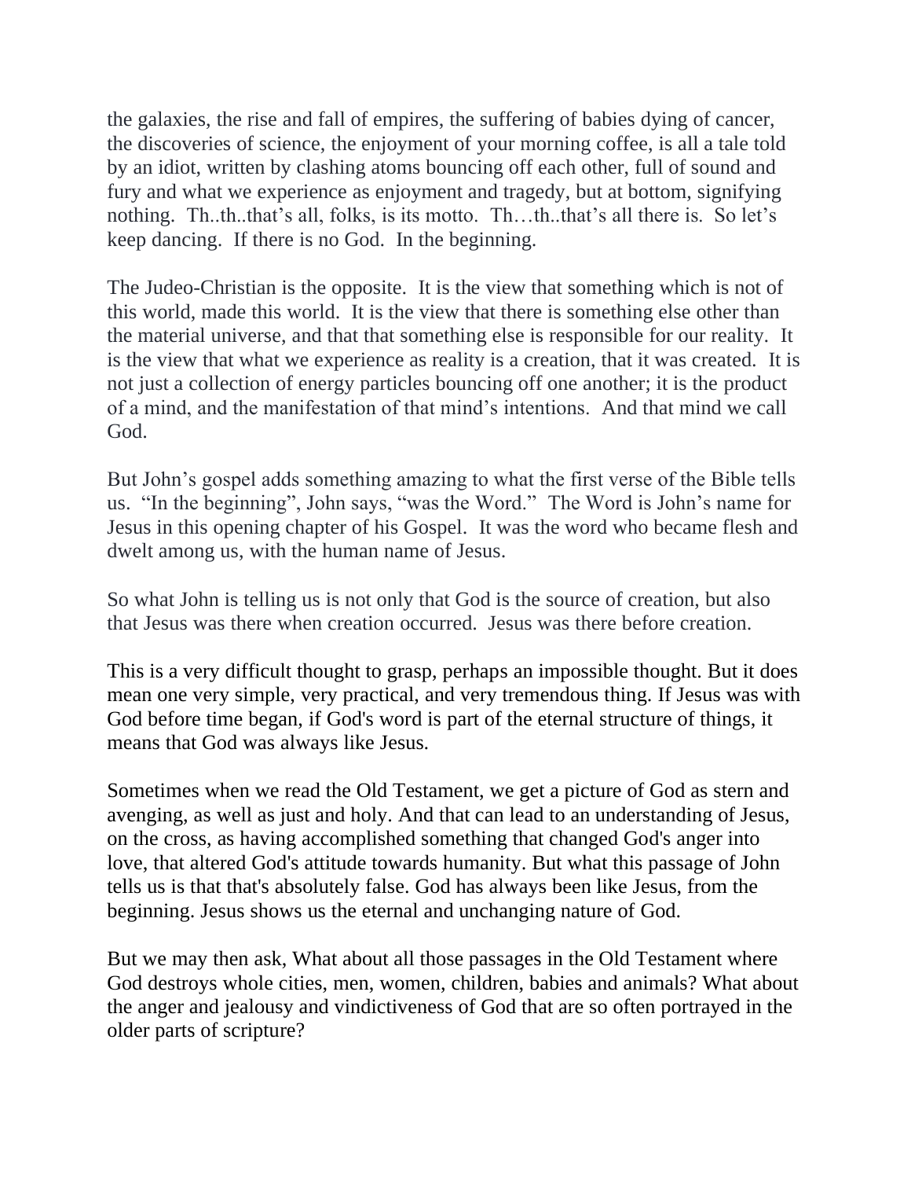the galaxies, the rise and fall of empires, the suffering of babies dying of cancer, the discoveries of science, the enjoyment of your morning coffee, is all a tale told by an idiot, written by clashing atoms bouncing off each other, full of sound and fury and what we experience as enjoyment and tragedy, but at bottom, signifying nothing. Th..th..that's all, folks, is its motto. Th…th..that's all there is. So let's keep dancing. If there is no God. In the beginning.

The Judeo-Christian is the opposite. It is the view that something which is not of this world, made this world. It is the view that there is something else other than the material universe, and that that something else is responsible for our reality. It is the view that what we experience as reality is a creation, that it was created. It is not just a collection of energy particles bouncing off one another; it is the product of a mind, and the manifestation of that mind's intentions. And that mind we call God.

But John's gospel adds something amazing to what the first verse of the Bible tells us. "In the beginning", John says, "was the Word." The Word is John's name for Jesus in this opening chapter of his Gospel. It was the word who became flesh and dwelt among us, with the human name of Jesus.

So what John is telling us is not only that God is the source of creation, but also that Jesus was there when creation occurred. Jesus was there before creation.

This is a very difficult thought to grasp, perhaps an impossible thought. But it does mean one very simple, very practical, and very tremendous thing. If Jesus was with God before time began, if God's word is part of the eternal structure of things, it means that God was always like Jesus.

Sometimes when we read the Old Testament, we get a picture of God as stern and avenging, as well as just and holy. And that can lead to an understanding of Jesus, on the cross, as having accomplished something that changed God's anger into love, that altered God's attitude towards humanity. But what this passage of John tells us is that that's absolutely false. God has always been like Jesus, from the beginning. Jesus shows us the eternal and unchanging nature of God.

But we may then ask, What about all those passages in the Old Testament where God destroys whole cities, men, women, children, babies and animals? What about the anger and jealousy and vindictiveness of God that are so often portrayed in the older parts of scripture?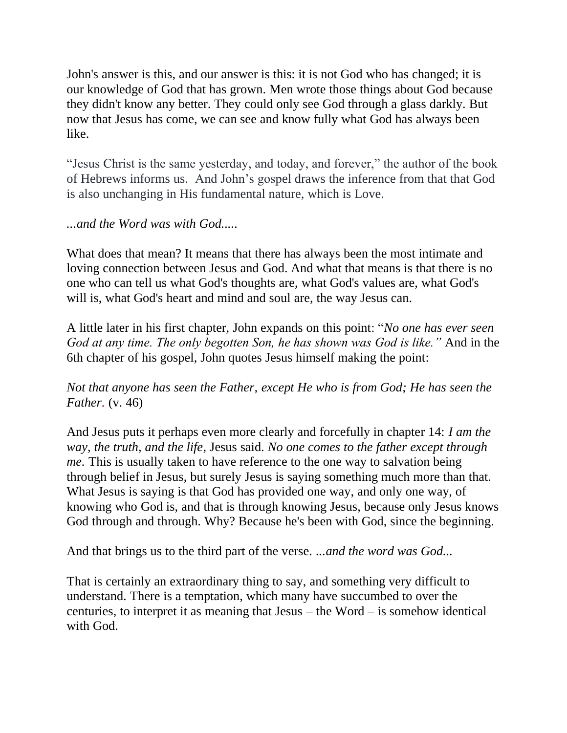John's answer is this, and our answer is this: it is not God who has changed; it is our knowledge of God that has grown. Men wrote those things about God because they didn't know any better. They could only see God through a glass darkly. But now that Jesus has come, we can see and know fully what God has always been like.

"Jesus Christ is the same yesterday, and today, and forever," the author of the book of Hebrews informs us. And John's gospel draws the inference from that that God is also unchanging in His fundamental nature, which is Love.

*...and the Word was with God.....*

What does that mean? It means that there has always been the most intimate and loving connection between Jesus and God. And what that means is that there is no one who can tell us what God's thoughts are, what God's values are, what God's will is, what God's heart and mind and soul are, the way Jesus can.

A little later in his first chapter, John expands on this point: "*No one has ever seen God at any time. The only begotten Son, he has shown was God is like."* And in the 6th chapter of his gospel, John quotes Jesus himself making the point:

*Not that anyone has seen the Father, except He who is from God; He has seen the Father*. (v. 46)

And Jesus puts it perhaps even more clearly and forcefully in chapter 14: *I am the way, the truth, and the life*, Jesus said. *No one comes to the father except through me.* This is usually taken to have reference to the one way to salvation being through belief in Jesus, but surely Jesus is saying something much more than that. What Jesus is saying is that God has provided one way, and only one way, of knowing who God is, and that is through knowing Jesus, because only Jesus knows God through and through. Why? Because he's been with God, since the beginning.

And that brings us to the third part of the verse. *...and the word was God...*

That is certainly an extraordinary thing to say, and something very difficult to understand. There is a temptation, which many have succumbed to over the centuries, to interpret it as meaning that Jesus – the Word – is somehow identical with God.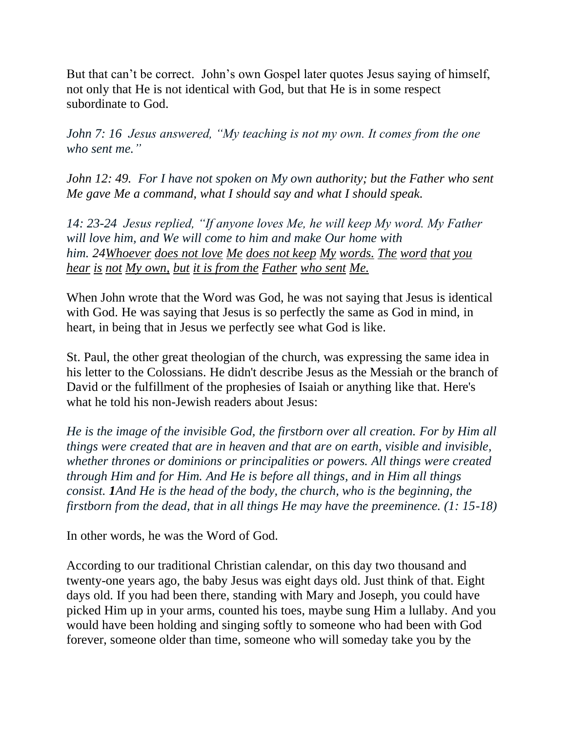But that can't be correct. John's own Gospel later quotes Jesus saying of himself, not only that He is not identical with God, but that He is in some respect subordinate to God.

*John 7: 16 Jesus answered, "My teaching is not my own. It comes from the one who sent me."*

*John 12: 49. For I have not spoken on My own authority; but the Father who sent Me gave Me a command, what I should say and what I should speak.*

*14: 23-24 Jesus replied, "If anyone loves Me, he will keep My word. My Father will love him, and We will come to him and make Our home with him. 24<u>Whoever</u> <u>does not love</u> <u>Me</u> <u>does not keep</u> <u>My</u> <u>words.</u> <u>The</u> <u>word</u> <u>that</u> <u>you</u> <u>hear</u> <u>is</u> <u>not</u> <u>My own,</u> <u>but</u> <u>it is from the</u> <u>Father</u> <u>who sent</u> <u>Me.</u>*

When John wrote that the Word was God, he was not saying that Jesus is identical with God. He was saying that Jesus is so perfectly the same as God in mind, in heart, in being that in Jesus we perfectly see what God is like.

St. Paul, the other great theologian of the church, was expressing the same idea in his letter to the Colossians. He didn't describe Jesus as the Messiah or the branch of David or the fulfillment of the prophesies of Isaiah or anything like that. Here's what he told his non-Jewish readers about Jesus:

*He is the image of the invisible God, the firstborn over all creation. For by Him all things were created that are in heaven and that are on earth, visible and invisible, whether thrones or dominions or principalities or powers. All things were created through Him and for Him. And He is before all things, and in Him all things consist. **1**And He is the head of the body, the church, who is the beginning, the firstborn from the dead, that in all things He may have the preeminence. (1: 15-18)*

In other words, he was the Word of God.

According to our traditional Christian calendar, on this day two thousand and twenty-one years ago, the baby Jesus was eight days old. Just think of that. Eight days old. If you had been there, standing with Mary and Joseph, you could have picked Him up in your arms, counted his toes, maybe sung Him a lullaby. And you would have been holding and singing softly to someone who had been with God forever, someone older than time, someone who will someday take you by the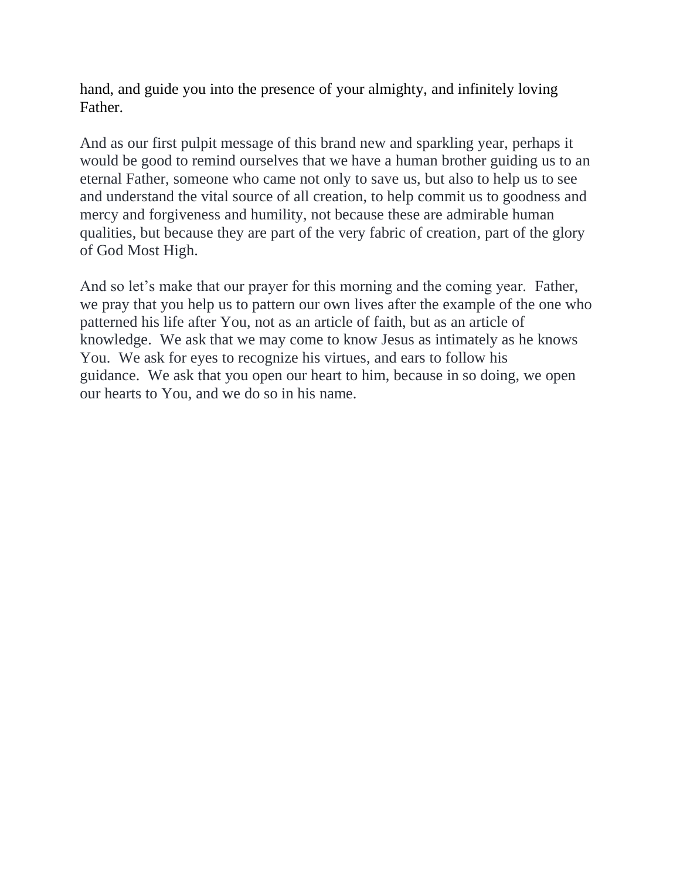hand, and guide you into the presence of your almighty, and infinitely loving Father.

And as our first pulpit message of this brand new and sparkling year, perhaps it would be good to remind ourselves that we have a human brother guiding us to an eternal Father, someone who came not only to save us, but also to help us to see and understand the vital source of all creation, to help commit us to goodness and mercy and forgiveness and humility, not because these are admirable human qualities, but because they are part of the very fabric of creation, part of the glory of God Most High.

And so let's make that our prayer for this morning and the coming year. Father, we pray that you help us to pattern our own lives after the example of the one who patterned his life after You, not as an article of faith, but as an article of knowledge. We ask that we may come to know Jesus as intimately as he knows You. We ask for eyes to recognize his virtues, and ears to follow his guidance. We ask that you open our heart to him, because in so doing, we open our hearts to You, and we do so in his name.